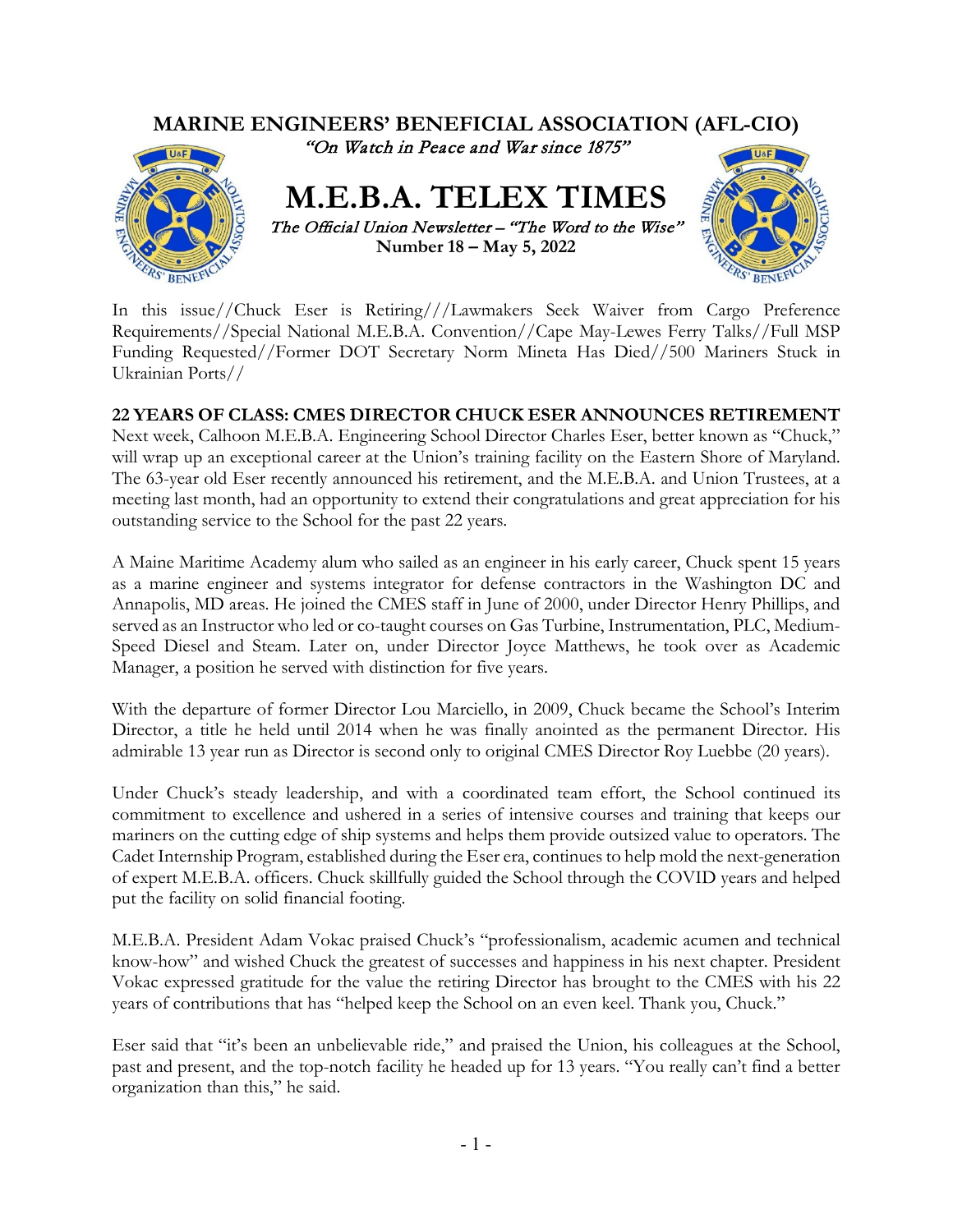# MARINE ENGINEERS' BENEFICIAL ASSOCIATION (AFL-CIO)

*"On Watch in Peace and War since 1875"*

# M.E.B.A. TELEX TIMES

*The Official Union Newsletter – "The Word to the Wise"*

**Number 18 – May 5, 2022**

In this issue//Chuck Eser is Retiring///Lawmakers Seek Waiver from Cargo Preference Requirements//Special National M.E.B.A. Convention//Cape May-Lewes Ferry Talks//Full MSP Funding Requested//Former DOT Secretary Norm Mineta Has Died//500 Mariners Stuck in Ukrainian Ports//

## 22 YEARS OF CLASS: CMES DIRECTOR CHUCK ESER ANNOUNCES RETIREMENT

Next week, Calhoon M.E.B.A. Engineering School Director Charles Eser, better known as "Chuck," will wrap up an exceptional career at the Union's training facility on the Eastern Shore of Maryland. The 63-year old Eser recently announced his retirement, and the M.E.B.A. and Union Trustees, at a meeting last month, had an opportunity to extend their congratulations and great appreciation for his outstanding service to the School for the past 22 years.

A Maine Maritime Academy alum who sailed as an engineer in his early career, Chuck spent 15 years as a marine engineer and systems integrator for defense contractors in the Washington DC and Annapolis, MD areas. He joined the CMES staff in June of 2000, under Director Henry Phillips, and served as an Instructor who led or co-taught courses on Gas Turbine, Instrumentation, PLC, Medium-Speed Diesel and Steam. Later on, under Director Joyce Matthews, he took over as Academic Manager, a position he served with distinction for five years.

With the departure of former Director Lou Marciello, in 2009, Chuck became the School's Interim Director, a title he held until 2014 when he was finally anointed as the permanent Director. His admirable 13 year run as Director is second only to original CMES Director Roy Luebbe (20 years).

Under Chuck's steady leadership, and with a coordinated team effort, the School continued its commitment to excellence and ushered in a series of intensive courses and training that keeps our mariners on the cutting edge of ship systems and helps them provide outsized value to operators. The Cadet Internship Program, established during the Eser era, continues to help mold the next-generation of expert M.E.B.A. officers. Chuck skillfully guided the School through the COVID years and helped put the facility on solid financial footing.

M.E.B.A. President Adam Vokac praised Chuck's "professionalism, academic acumen and technical know-how" and wished Chuck the greatest of successes and happiness in his next chapter. President Vokac expressed gratitude for the value the retiring Director has brought to the CMES with his 22 years of contributions that has "helped keep the School on an even keel. Thank you, Chuck."

Eser said that "it's been an unbelievable ride," and praised the Union, his colleagues at the School, past and present, and the top-notch facility he headed up for 13 years. "You really can't find a better organization than this," he said.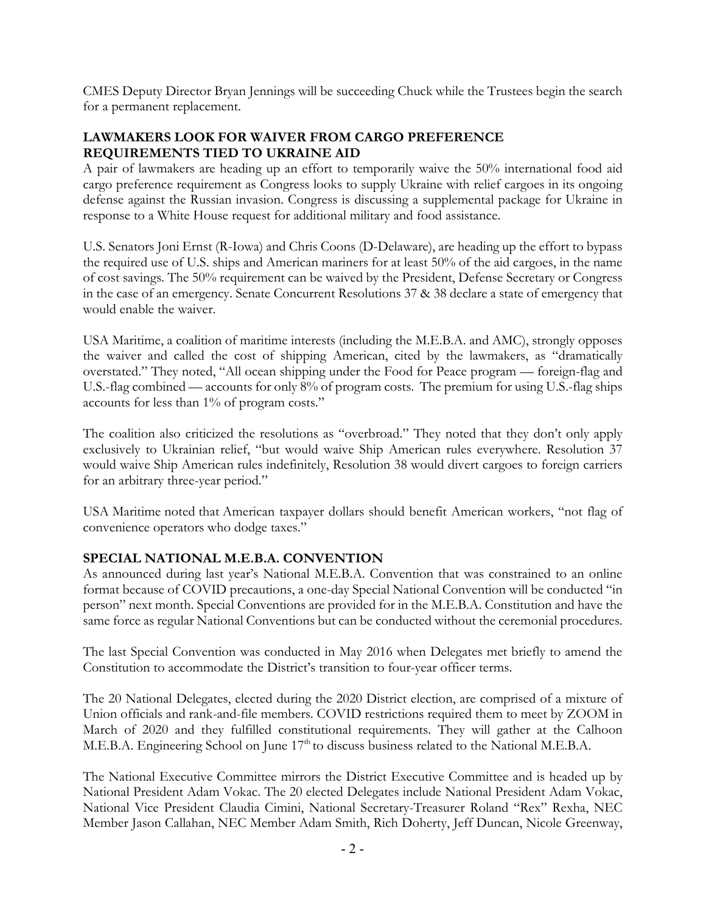CMES Deputy Director Bryan Jennings will be succeeding Chuck while the Trustees begin the search for a permanent replacement.

## LAWMAKERS LOOK FOR WAIVER FROM CARGO PREFERENCE REQUIREMENTS TIED TO UKRAINE AID

A pair of lawmakers are heading up an effort to temporarily waive the 50% international food aid cargo preference requirement as Congress looks to supply Ukraine with relief cargoes in its ongoing defense against the Russian invasion. Congress is discussing a supplemental package for Ukraine in response to a White House request for additional military and food assistance.

U.S. Senators Joni Ernst (R-Iowa) and Chris Coons (D-Delaware), are heading up the effort to bypass the required use of U.S. ships and American mariners for at least 50% of the aid cargoes, in the name of cost savings. The 50% requirement can be waived by the President, Defense Secretary or Congress in the case of an emergency. Senate Concurrent Resolutions 37 & 38 declare a state of emergency that would enable the waiver.

USA Maritime, a coalition of maritime interests (including the M.E.B.A. and AMC), strongly opposes the waiver and called the cost of shipping American, cited by the lawmakers, as "dramatically overstated." They noted, "All ocean shipping under the Food for Peace program — foreign-flag and U.S.-flag combined — accounts for only 8% of program costs. The premium for using U.S.-flag ships accounts for less than 1% of program costs."

The coalition also criticized the resolutions as "overbroad." They noted that they don't only apply exclusively to Ukrainian relief, "but would waive Ship American rules everywhere. Resolution 37 would waive Ship American rules indefinitely, Resolution 38 would divert cargoes to foreign carriers for an arbitrary three-year period."

USA Maritime noted that American taxpayer dollars should benefit American workers, "not flag of convenience operators who dodge taxes."

## SPECIAL NATIONAL M.E.B.A. CONVENTION

As announced during last year's National M.E.B.A. Convention that was constrained to an online format because of COVID precautions, a one-day Special National Convention will be conducted "in person" next month. Special Conventions are provided for in the M.E.B.A. Constitution and have the same force as regular National Conventions but can be conducted without the ceremonial procedures.

The last Special Convention was conducted in May 2016 when Delegates met briefly to amend the Constitution to accommodate the District's transition to four-year officer terms.

The 20 National Delegates, elected during the 2020 District election, are comprised of a mixture of Union officials and rank-and-file members. COVID restrictions required them to meet by ZOOM in March of 2020 and they fulfilled constitutional requirements. They will gather at the Calhoon M.E.B.A. Engineering School on June 17th to discuss business related to the National M.E.B.A.

The National Executive Committee mirrors the District Executive Committee and is headed up by National President Adam Vokac. The 20 elected Delegates include National President Adam Vokac, National Vice President Claudia Cimini, National Secretary-Treasurer Roland "Rex" Rexha, NEC Member Jason Callahan, NEC Member Adam Smith, Rich Doherty, Jeff Duncan, Nicole Greenway,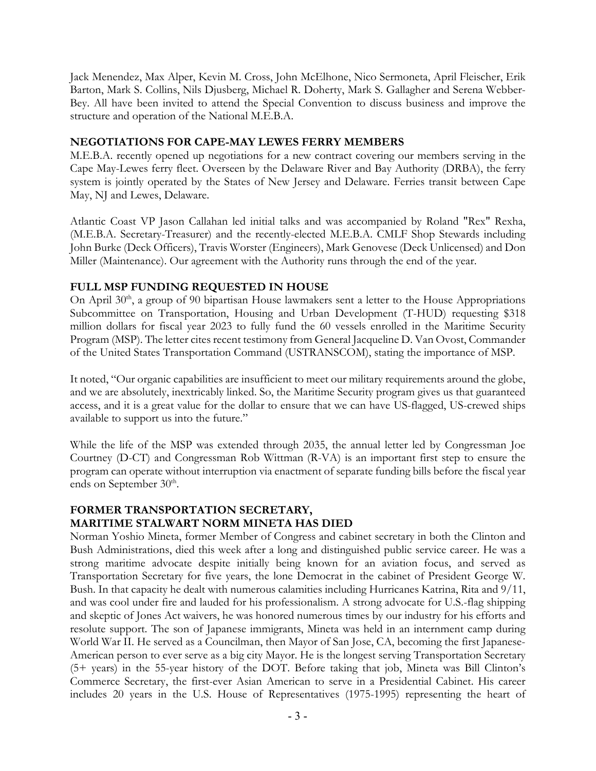Jack Menendez, Max Alper, Kevin M. Cross, John McElhone, Nico Sermoneta, April Fleischer, Erik Barton, Mark S. Collins, Nils Djusberg, Michael R. Doherty, Mark S. Gallagher and Serena Webber-Bey. All have been invited to attend the Special Convention to discuss business and improve the structure and operation of the National M.E.B.A.

## NEGOTIATIONS FOR CAPE-MAY LEWES FERRY MEMBERS

M.E.B.A. recently opened up negotiations for a new contract covering our members serving in the Cape May-Lewes ferry fleet. Overseen by the Delaware River and Bay Authority (DRBA), the ferry system is jointly operated by the States of New Jersey and Delaware. Ferries transit between Cape May, NJ and Lewes, Delaware.

Atlantic Coast VP Jason Callahan led initial talks and was accompanied by Roland "Rex" Rexha, (M.E.B.A. Secretary-Treasurer) and the recently-elected M.E.B.A. CMLF Shop Stewards including John Burke (Deck Officers), Travis Worster (Engineers), Mark Genovese (Deck Unlicensed) and Don Miller (Maintenance). Our agreement with the Authority runs through the end of the year.

## FULL MSP FUNDING REQUESTED IN HOUSE

On April 30th, a group of 90 bipartisan House lawmakers sent a letter to the House Appropriations Subcommittee on Transportation, Housing and Urban Development (T-HUD) requesting $318 million dollars for fiscal year 2023 to fully fund the 60 vessels enrolled in the Maritime Security Program (MSP). The letter cites recent testimony from General Jacqueline D. Van Ovost, Commander of the United States Transportation Command (USTRANSCOM), stating the importance of MSP.

It noted, "Our organic capabilities are insufficient to meet our military requirements around the globe, and we are absolutely, inextricably linked. So, the Maritime Security program gives us that guaranteed access, and it is a great value for the dollar to ensure that we can have US-flagged, US-crewed ships available to support us into the future."

While the life of the MSP was extended through 2035, the annual letter led by Congressman Joe Courtney (D-CT) and Congressman Rob Wittman (R-VA) is an important first step to ensure the program can operate without interruption via enactment of separate funding bills before the fiscal year ends on September 30th.

## FORMER TRANSPORTATION SECRETARY, MARITIME STALWART NORM MINETA HAS DIED

Norman Yoshio Mineta, former Member of Congress and cabinet secretary in both the Clinton and Bush Administrations, died this week after a long and distinguished public service career. He was a strong maritime advocate despite initially being known for an aviation focus, and served as Transportation Secretary for five years, the lone Democrat in the cabinet of President George W. Bush. In that capacity he dealt with numerous calamities including Hurricanes Katrina, Rita and 9/11, and was cool under fire and lauded for his professionalism. A strong advocate for U.S.-flag shipping and skeptic of Jones Act waivers, he was honored numerous times by our industry for his efforts and resolute support. The son of Japanese immigrants, Mineta was held in an internment camp during World War II. He served as a Councilman, then Mayor of San Jose, CA, becoming the first Japanese-American person to ever serve as a big city Mayor. He is the longest serving Transportation Secretary (5+ years) in the 55-year history of the DOT. Before taking that job, Mineta was Bill Clinton's Commerce Secretary, the first-ever Asian American to serve in a Presidential Cabinet. His career includes 20 years in the U.S. House of Representatives (1975-1995) representing the heart of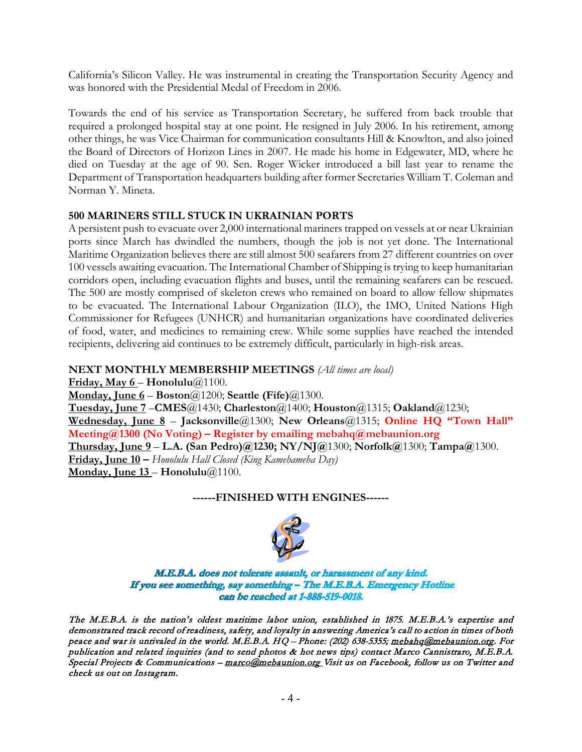California's Silicon Valley. He was instrumental in creating the Transportation Security Agency and was honored with the Presidential Medal of Freedom in 2006.

Towards the end of his service as Transportation Secretary, he suffered from back trouble that required a prolonged hospital stay at one point. He resigned in July 2006. In his retirement, among other things, he was Vice Chairman for communication consultants Hill & Knowlton, and also joined the Board of Directors of Horizon Lines in 2007. He made his home in Edgewater, MD, where he died on Tuesday at the age of 90. Sen. Roger Wicker introduced a bill last year to rename the Department of Transportation headquarters building after former Secretaries William T. Coleman and Norman Y. Mineta.

**500 MARINERS STILL STUCK IN UKRAINIAN PORTS**

A persistent push to evacuate over 2,000 international mariners trapped on vessels at or near Ukrainian ports since March has dwindled the numbers, though the job is not yet done. The International Maritime Organization believes there are still almost 500 seafarers from 27 different countries on over 100 vessels awaiting evacuation. The International Chamber of Shipping is trying to keep humanitarian corridors open, including evacuation flights and buses, until the remaining seafarers can be rescued. The 500 are mostly comprised of skeleton crews who remained on board to allow fellow shipmates to be evacuated. The International Labour Organization (ILO), the IMO, United Nations High Commissioner for Refugees (UNHCR) and humanitarian organizations have coordinated deliveries of food, water, and medicines to remaining crew. While some supplies have reached the intended recipients, delivering aid continues to be extremely difficult, particularly in high-risk areas.

**NEXT MONTHLY MEMBERSHIP MEETINGS** *(All times are local)*

**Friday, May 6** – **Honolulu**@1100.
**Monday, June 6** – **Boston**@1200; **Seattle (Fife)**@1300.
**Tuesday, June 7** –**CMES**@1430; **Charleston**@1400; **Houston**@1315; **Oakland**@1230;
**Wednesday, June 8** – **Jacksonville**@1300; **New Orleans**@1315; **Online HQ "Town Hall" Meeting@1300 (No Voting) – Register by emailing mebahq@mebaunion.org**
**Thursday, June 9** – **L.A. (San Pedro)@1230; NY/NJ@**1300; **Norfolk@**1300; **Tampa@**1300.
**Friday, June 10 –** *Honolulu Hall Closed (King Kamehameha Day)*
**Monday, June 13** – **Honolulu**@1100.

**------FINISHED WITH ENGINES------**

*M.E.B.A. does not tolerate assault, or harassment of any kind.*
*If you see something, say something – The M.E.B.A. Emergency Hotline can be reached at 1-888-519-0018.*

*The M.E.B.A. is the nation's oldest maritime labor union, established in 1875. M.E.B.A.'s expertise and demonstrated track record of readiness, safety, and loyalty in answering America's call to action in times of both peace and war is unrivaled in the world. M.E.B.A. HQ – Phone: (202) 638-5355; mebahq@mebaunion.org. For publication and related inquiries (and to send photos & hot news tips) contact Marco Cannistraro, M.E.B.A. Special Projects & Communications – marco@mebaunion.org Visit us on Facebook, follow us on Twitter and check us out on Instagram.*